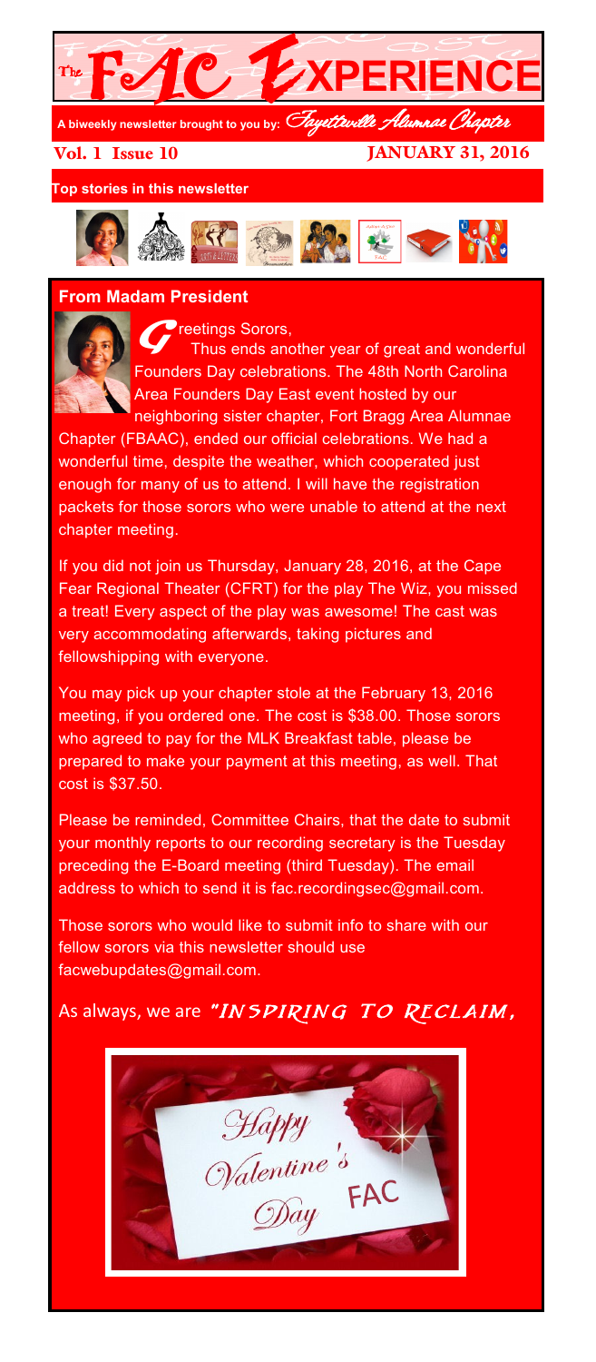# The FAC EXPERIENCE

A biweekly newsletter brought to you by: *Fayetteville Alumnae Chapter*

**Vol. 1 Issue 10** **JANUARY 31, 2016**

**Top stories in this newsletter**

## From Madam President

Greetings Sorors,

Thus ends another year of great and wonderful Founders Day celebrations. The 48th North Carolina Area Founders Day East event hosted by our neighboring sister chapter, Fort Bragg Area Alumnae Chapter (FBAAC), ended our official celebrations. We had a wonderful time, despite the weather, which cooperated just enough for many of us to attend. I will have the registration packets for those sorors who were unable to attend at the next chapter meeting.

If you did not join us Thursday, January 28, 2016, at the Cape Fear Regional Theater (CFRT) for the play The Wiz, you missed a treat! Every aspect of the play was awesome! The cast was very accommodating afterwards, taking pictures and fellowshipping with everyone.

You may pick up your chapter stole at the February 13, 2016 meeting, if you ordered one. The cost is $38.00. Those sorors who agreed to pay for the MLK Breakfast table, please be prepared to make your payment at this meeting, as well. That cost is $37.50.

Please be reminded, Committee Chairs, that the date to submit your monthly reports to our recording secretary is the Tuesday preceding the E-Board meeting (third Tuesday). The email address to which to send it is fac.recordingsec@gmail.com.

Those sorors who would like to submit info to share with our fellow sorors via this newsletter should use facwebupdates@gmail.com.

As always, we are *"INSPIRING TO RECLAIM,*

Happy Valentine's Day FAC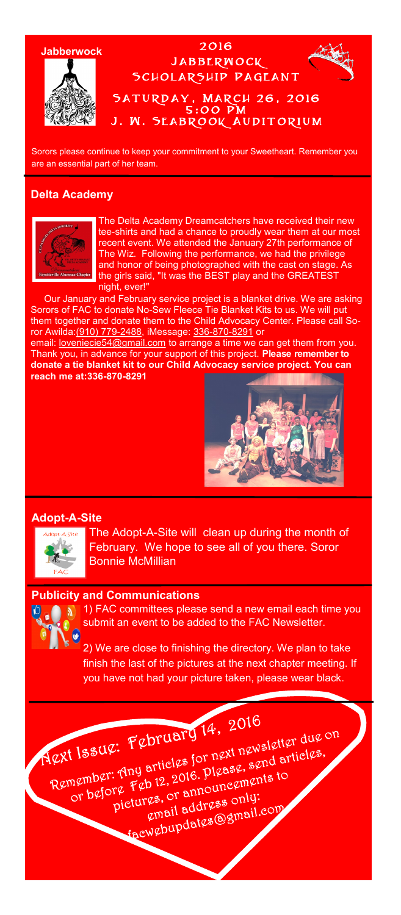**Jabberwock**

# 2016 Jabberwock Scholarship Pageant

## Saturday, March 26, 2016
## 5:00 PM
## J. W. Seabrook Auditorium

Sorors please continue to keep your commitment to your Sweetheart. Remember you are an essential part of her team.

## Delta Academy

The Delta Academy Dreamcatchers have received their new tee-shirts and had a chance to proudly wear them at our most recent event. We attended the January 27th performance of The Wiz. Following the performance, we had the privilege and honor of being photographed with the cast on stage. As the girls said, "It was the BEST play and the GREATEST night, ever!"

Our January and February service project is a blanket drive. We are asking Sorors of FAC to donate No-Sew Fleece Tie Blanket Kits to us. We will put them together and donate them to the Child Advocacy Center. Please call Soror Awilda:(910) 779-2488, iMessage: 336-870-8291 or email: loveniecie54@gmail.com to arrange a time we can get them from you. Thank you, in advance for your support of this project. **Please remember to donate a tie blanket kit to our Child Advocacy service project. You can reach me at:336-870-8291**

## Adopt-A-Site

The Adopt-A-Site will clean up during the month of February. We hope to see all of you there. Soror Bonnie McMillian

## Publicity and Communications

1) FAC committees please send a new email each time you submit an event to be added to the FAC Newsletter.

2) We are close to finishing the directory. We plan to take finish the last of the pictures at the next chapter meeting. If you have not had your picture taken, please wear black.

**Next Issue: February 14, 2016**

Remember: Any articles for next newsletter due on or before Feb 12, 2016. Please, send articles, pictures, or announcements to email address only: facwebupdates@gmail.com